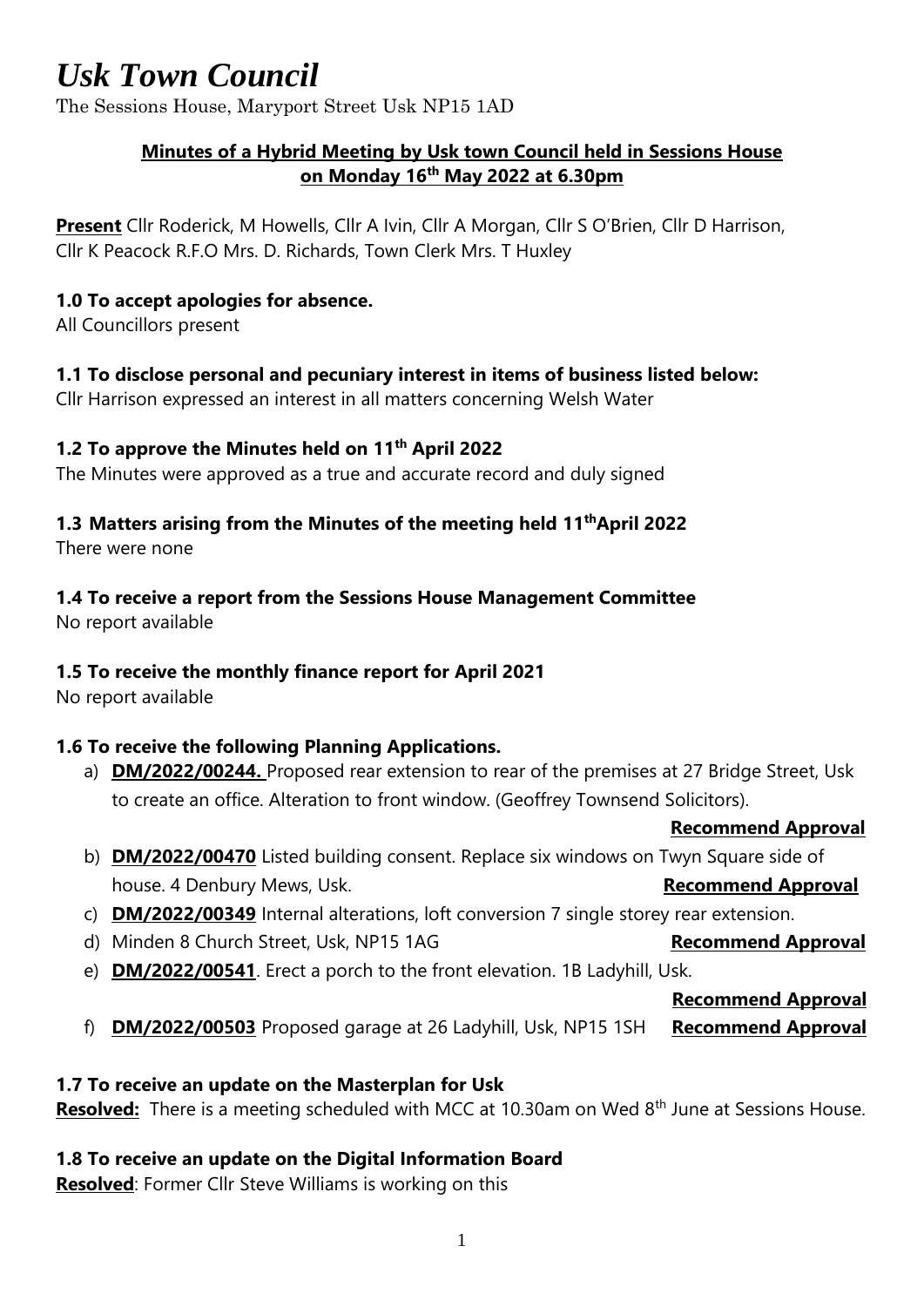# *Usk Town Council*

The Sessions House, Maryport Street Usk NP15 1AD

**Minutes of a Hybrid Meeting by Usk town Council held in Sessions House on Monday 16th May 2022 at 6.30pm**

**Present** Cllr Roderick, M Howells, Cllr A Ivin, Cllr A Morgan, Cllr S O'Brien, Cllr D Harrison, Cllr K Peacock R.F.O Mrs. D. Richards, Town Clerk Mrs. T Huxley

### 1.0 To accept apologies for absence.

All Councillors present

### 1.1 To disclose personal and pecuniary interest in items of business listed below:

Cllr Harrison expressed an interest in all matters concerning Welsh Water

### 1.2 To approve the Minutes held on 11th April 2022

The Minutes were approved as a true and accurate record and duly signed

### 1.3 Matters arising from the Minutes of the meeting held 11th April 2022

There were none

### 1.4 To receive a report from the Sessions House Management Committee

No report available

### 1.5 To receive the monthly finance report for April 2021

No report available

### 1.6 To receive the following Planning Applications.

a) **DM/2022/00244.** Proposed rear extension to rear of the premises at 27 Bridge Street, Usk to create an office. Alteration to front window. (Geoffrey Townsend Solicitors). **Recommend Approval**

b) **DM/2022/00470** Listed building consent. Replace six windows on Twyn Square side of house. 4 Denbury Mews, Usk. **Recommend Approval**

c) **DM/2022/00349** Internal alterations, loft conversion 7 single storey rear extension.

d) Minden 8 Church Street, Usk, NP15 1AG **Recommend Approval**

e) **DM/2022/00541**. Erect a porch to the front elevation. 1B Ladyhill, Usk. **Recommend Approval**

f) **DM/2022/00503** Proposed garage at 26 Ladyhill, Usk, NP15 1SH **Recommend Approval**

### 1.7 To receive an update on the Masterplan for Usk

**Resolved:** There is a meeting scheduled with MCC at 10.30am on Wed 8th June at Sessions House.

### 1.8 To receive an update on the Digital Information Board

**Resolved**: Former Cllr Steve Williams is working on this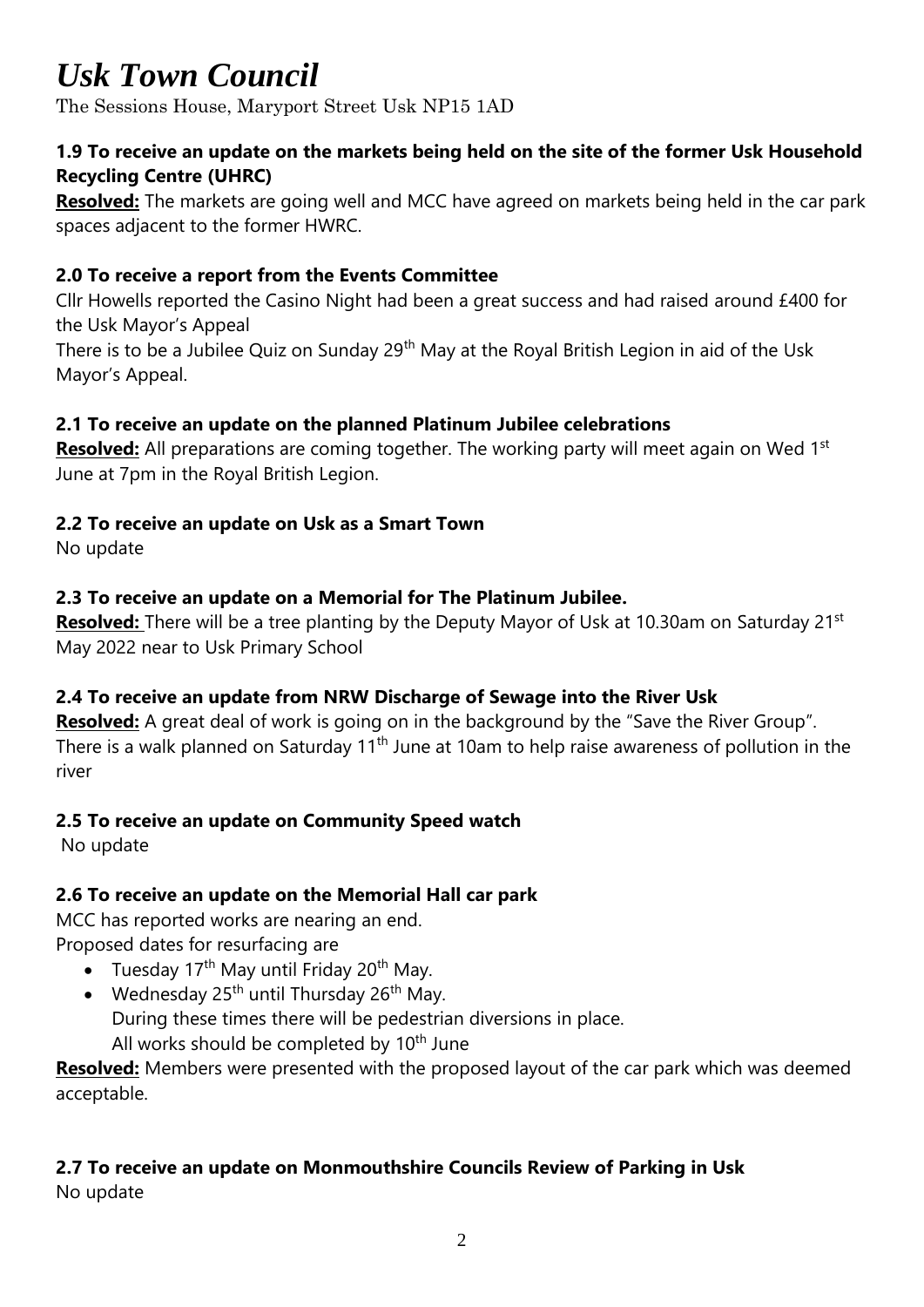# *Usk Town Council*

The Sessions House, Maryport Street Usk NP15 1AD

**1.9 To receive an update on the markets being held on the site of the former Usk Household Recycling Centre (UHRC)**

**Resolved:** The markets are going well and MCC have agreed on markets being held in the car park spaces adjacent to the former HWRC.

**2.0 To receive a report from the Events Committee**

Cllr Howells reported the Casino Night had been a great success and had raised around £400 for the Usk Mayor's Appeal

There is to be a Jubilee Quiz on Sunday 29th May at the Royal British Legion in aid of the Usk Mayor's Appeal.

**2.1 To receive an update on the planned Platinum Jubilee celebrations**

**Resolved:** All preparations are coming together. The working party will meet again on Wed 1st June at 7pm in the Royal British Legion.

**2.2 To receive an update on Usk as a Smart Town**

No update

**2.3 To receive an update on a Memorial for The Platinum Jubilee.**

**Resolved:** There will be a tree planting by the Deputy Mayor of Usk at 10.30am on Saturday 21st May 2022 near to Usk Primary School

**2.4 To receive an update from NRW Discharge of Sewage into the River Usk**

**Resolved:** A great deal of work is going on in the background by the "Save the River Group". There is a walk planned on Saturday 11th June at 10am to help raise awareness of pollution in the river

**2.5 To receive an update on Community Speed watch**

No update

**2.6 To receive an update on the Memorial Hall car park**

MCC has reported works are nearing an end.

Proposed dates for resurfacing are

- Tuesday 17th May until Friday 20th May.
- Wednesday 25th until Thursday 26th May.
  During these times there will be pedestrian diversions in place.
  All works should be completed by 10th June

**Resolved:** Members were presented with the proposed layout of the car park which was deemed acceptable.

**2.7 To receive an update on Monmouthshire Councils Review of Parking in Usk**

No update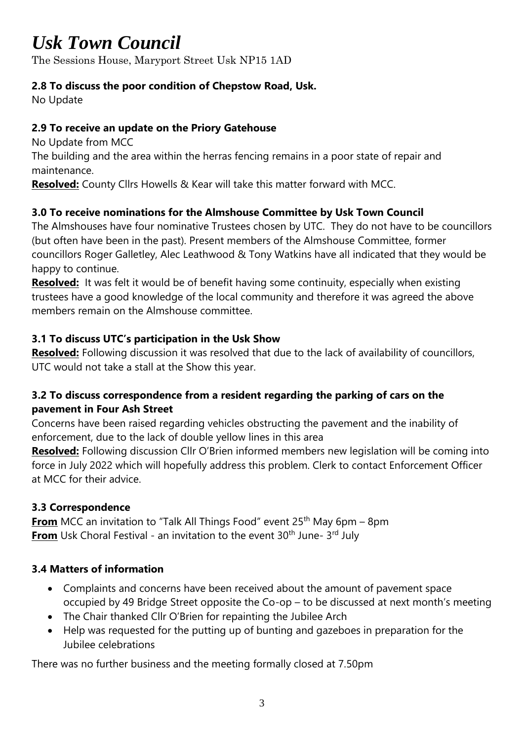# *Usk Town Council*

The Sessions House, Maryport Street Usk NP15 1AD

**2.8 To discuss the poor condition of Chepstow Road, Usk.**

No Update

**2.9 To receive an update on the Priory Gatehouse**

No Update from MCC

The building and the area within the herras fencing remains in a poor state of repair and maintenance.

**Resolved:** County Cllrs Howells & Kear will take this matter forward with MCC.

**3.0 To receive nominations for the Almshouse Committee by Usk Town Council**

The Almshouses have four nominative Trustees chosen by UTC. They do not have to be councillors (but often have been in the past). Present members of the Almshouse Committee, former councillors Roger Galletley, Alec Leathwood & Tony Watkins have all indicated that they would be happy to continue.

**Resolved:** It was felt it would be of benefit having some continuity, especially when existing trustees have a good knowledge of the local community and therefore it was agreed the above members remain on the Almshouse committee.

**3.1 To discuss UTC's participation in the Usk Show**

**Resolved:** Following discussion it was resolved that due to the lack of availability of councillors, UTC would not take a stall at the Show this year.

**3.2 To discuss correspondence from a resident regarding the parking of cars on the pavement in Four Ash Street**

Concerns have been raised regarding vehicles obstructing the pavement and the inability of enforcement, due to the lack of double yellow lines in this area

**Resolved:** Following discussion Cllr O'Brien informed members new legislation will be coming into force in July 2022 which will hopefully address this problem. Clerk to contact Enforcement Officer at MCC for their advice.

**3.3 Correspondence**

**From** MCC an invitation to "Talk All Things Food" event 25th May 6pm – 8pm

**From** Usk Choral Festival - an invitation to the event 30th June- 3rd July

**3.4 Matters of information**

- Complaints and concerns have been received about the amount of pavement space occupied by 49 Bridge Street opposite the Co-op – to be discussed at next month's meeting
- The Chair thanked Cllr O'Brien for repainting the Jubilee Arch
- Help was requested for the putting up of bunting and gazeboes in preparation for the Jubilee celebrations

There was no further business and the meeting formally closed at 7.50pm